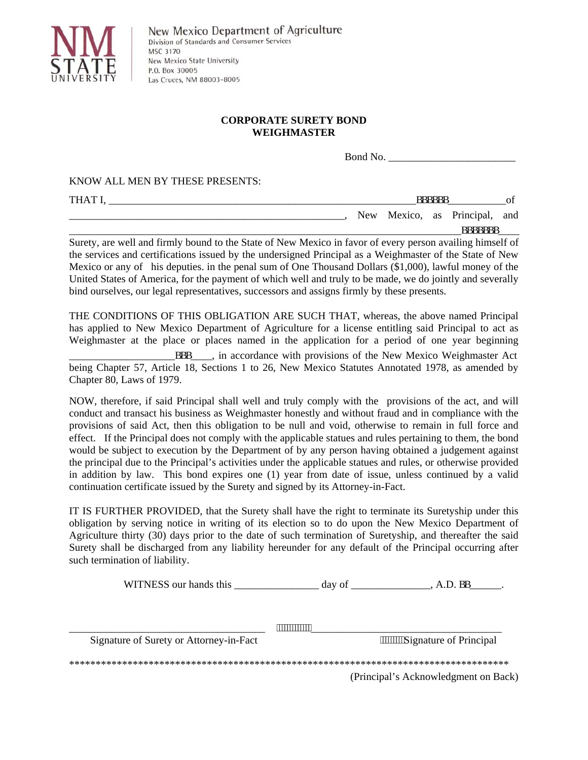New Mexico Department of Agriculture
Division of Standards and Consumer Services
MSC 3170
New Mexico State University
P.O. Box 30005
Las Cruces, NM 88003-8005

**CORPORATE SURETY BOND**
**WEIGHMASTER**

Bond No. ________________________

KNOW ALL MEN BY THESE PRESENTS:

THAT I, ____________________________________________________________________ of ______________________________________________________, New Mexico, as Principal, and ____________________________________________________________________________

Surety, are well and firmly bound to the State of New Mexico in favor of every person availing himself of the services and certifications issued by the undersigned Principal as a Weighmaster of the State of New Mexico or any of his deputies. in the penal sum of One Thousand Dollars ($1,000), lawful money of the United States of America, for the payment of which well and truly to be made, we do jointly and severally bind ourselves, our legal representatives, successors and assigns firmly by these presents.

THE CONDITIONS OF THIS OBLIGATION ARE SUCH THAT, whereas, the above named Principal has applied to New Mexico Department of Agriculture for a license entitling said Principal to act as Weighmaster at the place or places named in the application for a period of one year beginning ________________________, in accordance with provisions of the New Mexico Weighmaster Act being Chapter 57, Article 18, Sections 1 to 26, New Mexico Statutes Annotated 1978, as amended by Chapter 80, Laws of 1979.

NOW, therefore, if said Principal shall well and truly comply with the provisions of the act, and will conduct and transact his business as Weighmaster honestly and without fraud and in compliance with the provisions of said Act, then this obligation to be null and void, otherwise to remain in full force and effect. If the Principal does not comply with the applicable statues and rules pertaining to them, the bond would be subject to execution by the Department of by any person having obtained a judgement against the principal due to the Principal's activities under the applicable statues and rules, or otherwise provided in addition by law. This bond expires one (1) year from date of issue, unless continued by a valid continuation certificate issued by the Surety and signed by its Attorney-in-Fact.

IT IS FURTHER PROVIDED, that the Surety shall have the right to terminate its Suretyship under this obligation by serving notice in writing of its election so to do upon the New Mexico Department of Agriculture thirty (30) days prior to the date of such termination of Suretyship, and thereafter the said Surety shall be discharged from any liability hereunder for any default of the Principal occurring after such termination of liability.

WITNESS our hands this ________________ day of _______________, A.D. ________.

______________________________________ Signature of Surety or Attorney-in-Fact

______________________________________ Signature of Principal

\*\*\*\*\*\*\*\*\*\*\*\*\*\*\*\*\*\*\*\*\*\*\*\*\*\*\*\*\*\*\*\*\*\*\*\*\*\*\*\*\*\*\*\*\*\*\*\*\*\*\*\*\*\*\*\*\*\*\*\*\*\*\*\*\*\*\*\*\*\*\*\*\*\*\*\*\*\*\*\*\*\*\*\*\*\*

(Principal's Acknowledgment on Back)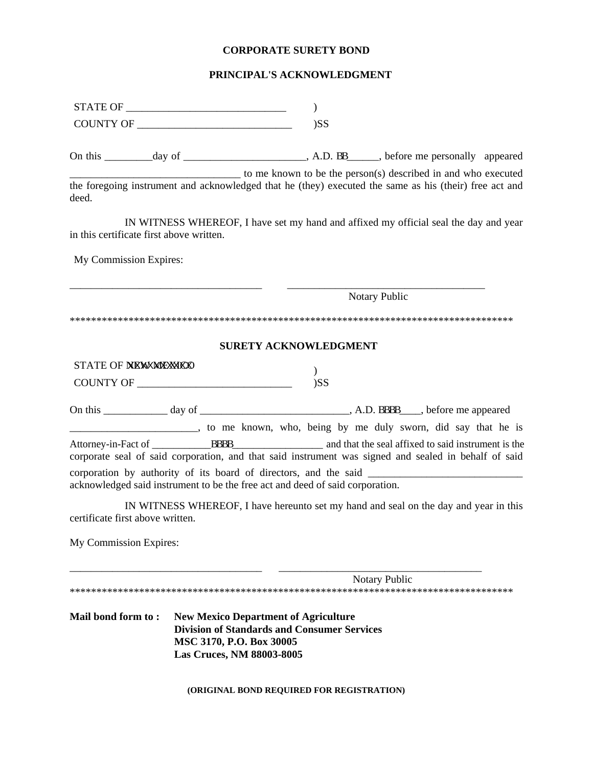**CORPORATE SURETY BOND**

**PRINCIPAL'S ACKNOWLEDGMENT**

STATE OF ______________________________ )
COUNTY OF _____________________________ )SS

On this _________day of _______________________, A.D. BB______, before me personally appeared ________________________________ to me known to be the person(s) described in and who executed the foregoing instrument and acknowledged that he (they) executed the same as his (their) free act and deed.

IN WITNESS WHEREOF, I have set my hand and affixed my official seal the day and year in this certificate first above written.

My Commission Expires:

_____________________________________ _____________________________________
Notary Public

*************************************************************************************

**SURETY ACKNOWLEDGMENT**

STATE OF NEW MEXICO )
COUNTY OF _____________________________ )SS

On this ____________ day of ____________________________, A.D. BBBB____, before me appeared ________________________, to me known, who, being by me duly sworn, did say that he is Attorney-in-Fact of ___________BBBB_________________ and that the seal affixed to said instrument is the corporate seal of said corporation, and that said instrument was signed and sealed in behalf of said corporation by authority of its board of directors, and the said _____________________________ acknowledged said instrument to be the free act and deed of said corporation.

IN WITNESS WHEREOF, I have hereunto set my hand and seal on the day and year in this certificate first above written.

My Commission Expires:

_____________________________________ _____________________________________
Notary Public

*************************************************************************************

**Mail bond form to :** **New Mexico Department of Agriculture**
**Division of Standards and Consumer Services**
**MSC 3170, P.O. Box 30005**
**Las Cruces, NM 88003-8005**

**(ORIGINAL BOND REQUIRED FOR REGISTRATION)**